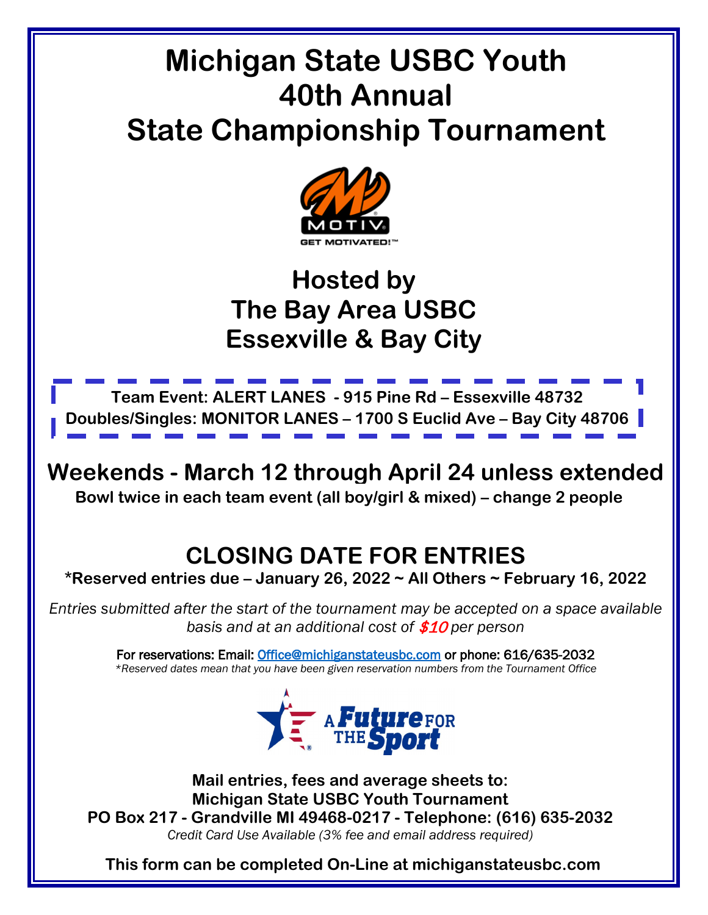# Michigan State USBC Youth 40th Annual State Championship Tournament

## Hosted by The Bay Area USBC Essexville & Bay City

**Team Event: ALERT LANES - 915 Pine Rd – Essexville 48732**
**Doubles/Singles: MONITOR LANES – 1700 S Euclid Ave – Bay City 48706**

## Weekends - March 12 through April 24 unless extended

**Bowl twice in each team event (all boy/girl & mixed) – change 2 people**

## CLOSING DATE FOR ENTRIES

**\*Reserved entries due – January 26, 2022 ~ All Others ~ February 16, 2022**

*Entries submitted after the start of the tournament may be accepted on a space available basis and at an additional cost of **$10** per person*

**For reservations: Email: Office@michiganstateusbc.com or phone: 616/635-2032**
*\*Reserved dates mean that you have been given reservation numbers from the Tournament Office*

**Mail entries, fees and average sheets to:**
**Michigan State USBC Youth Tournament**
**PO Box 217 - Grandville MI 49468-0217 - Telephone: (616) 635-2032**
*Credit Card Use Available (3% fee and email address required)*

**This form can be completed On-Line at michiganstateusbc.com**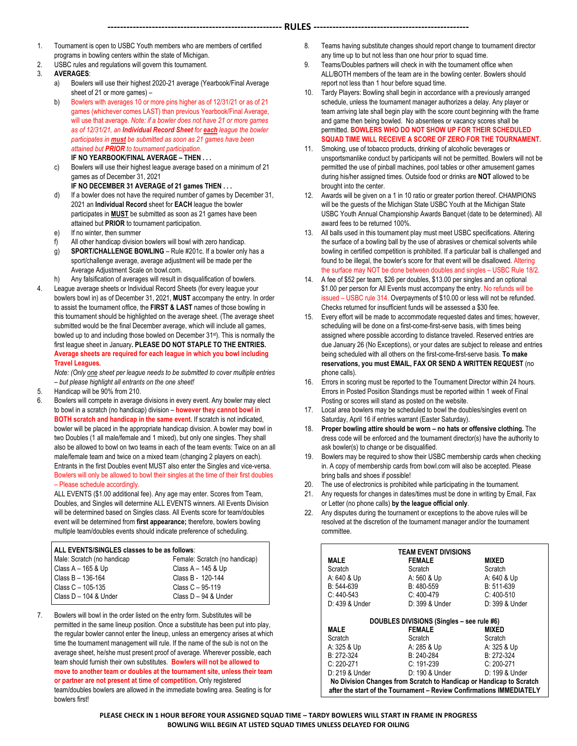## RULES

1. Tournament is open to USBC Youth members who are members of certified programs in bowling centers within the state of Michigan.
2. USBC rules and regulations will govern this tournament.
3. **AVERAGES**:
   a) Bowlers will use their highest 2020-21 average (Yearbook/Final Average sheet of 21 or more games) –
   b) Bowlers with averages 10 or more pins higher as of 12/31/21 or as of 21 games (whichever comes LAST) than previous Yearbook/Final Average, will use that average. *Note: if a bowler does not have 21 or more games as of 12/31/21, an **Individual Record Sheet** for **each** league the bowler participates in **must** be submitted as soon as 21 games have been attained but **PRIOR** to tournament participation.*
   **IF NO YEARBOOK/FINAL AVERAGE – THEN . . .**
   c) Bowlers will use their highest league average based on a minimum of 21 games as of December 31, 2021
   **IF NO DECEMBER 31 AVERAGE of 21 games THEN . . .**
   d) If a bowler does not have the required number of games by December 31, 2021 an **Individual Record** sheet for **EACH** league the bowler participates in **MUST** be submitted as soon as 21 games have been attained but **PRIOR** to tournament participation.
   e) If no winter, then summer
   f) All other handicap division bowlers will bowl with zero handicap.
   g) **SPORT/CHALLENGE BOWLING** – Rule #201c. If a bowler only has a sport/challenge average, average adjustment will be made per the Average Adjustment Scale on bowl.com.
   h) Any falsification of averages will result in disqualification of bowlers.
4. League average sheets or Individual Record Sheets (for every league your bowlers bowl in) as of December 31, 2021, **MUST** accompany the entry. In order to assist the tournament office, the **FIRST & LAST** names of those bowling in this tournament should be highlighted on the average sheet. (The average sheet submitted would be the final December average, which will include all games, bowled up to and including those bowled on December 31st). This is normally the first league sheet in January**. PLEASE DO NOT STAPLE TO THE ENTRIES.** **Average sheets are required for each league in which you bowl including Travel Leagues.**
   *Note: (Only one sheet per league needs to be submitted to cover multiple entries – but please highlight all entrants on the one sheet!*
5. Handicap will be 90% from 210.
6. Bowlers will compete in average divisions in every event. Any bowler may elect to bowl in a scratch (no handicap) division – **however they cannot bowl in BOTH scratch and handicap in the same event.** If scratch is not indicated, bowler will be placed in the appropriate handicap division. A bowler may bowl in two Doubles (1 all male/female and 1 mixed), but only one singles. They shall also be allowed to bowl on two teams in each of the team events: Twice on an all male/female team and twice on a mixed team (changing 2 players on each). Entrants in the first Doubles event MUST also enter the Singles and vice-versa. Bowlers will only be allowed to bowl their singles at the time of their first doubles – Please schedule accordingly.
   ALL EVENTS ($1.00 additional fee). Any age may enter. Scores from Team, Doubles, and Singles will determine ALL EVENTS winners. All Events Division will be determined based on Singles class. All Events score for team/doubles event will be determined from **first appearance;** therefore, bowlers bowling multiple team/doubles events should indicate preference of scheduling.

**ALL EVENTS/SINGLES classes to be as follows**:

| Male: Scratch (no handicap | Female: Scratch (no handicap) |
|---|---|
| Class A – 165 & Up | Class A – 145 & Up |
| Class B – 136-164 | Class B - 120-144 |
| Class C – 105-135 | Class C – 95-119 |
| Class D – 104 & Under | Class D – 94 & Under |

7. Bowlers will bowl in the order listed on the entry form. Substitutes will be permitted in the same lineup position. Once a substitute has been put into play, the regular bowler cannot enter the lineup, unless an emergency arises at which time the tournament management will rule. If the name of the sub is not on the average sheet, he/she must present proof of average. Wherever possible, each team should furnish their own substitutes. **Bowlers will not be allowed to move to another team or doubles at the tournament site, unless their team or partner are not present at time of competition.** Only registered team/doubles bowlers are allowed in the immediate bowling area. Seating is for bowlers first!
8. Teams having substitute changes should report change to tournament director any time up to but not less than one hour prior to squad time.
9. Teams/Doubles partners will check in with the tournament office when ALL/BOTH members of the team are in the bowling center. Bowlers should report not less than 1 hour before squad time.
10. Tardy Players: Bowling shall begin in accordance with a previously arranged schedule, unless the tournament manager authorizes a delay. Any player or team arriving late shall begin play with the score count beginning with the frame and game then being bowled. No absentees or vacancy scores shall be permitted. **BOWLERS WHO DO NOT SHOW UP FOR THEIR SCHEDULED SQUAD TIME WILL RECEIVE A SCORE OF ZERO FOR THE TOURNAMENT.**
11. Smoking, use of tobacco products, drinking of alcoholic beverages or unsportsmanlike conduct by participants will not be permitted. Bowlers will not be permitted the use of pinball machines, pool tables or other amusement games during his/her assigned times. Outside food or drinks are **NOT** allowed to be brought into the center.
12. Awards will be given on a 1 in 10 ratio or greater portion thereof. CHAMPIONS will be the guests of the Michigan State USBC Youth at the Michigan State USBC Youth Annual Championship Awards Banquet (date to be determined). All award fees to be returned 100%.
13. All balls used in this tournament play must meet USBC specifications. Altering the surface of a bowling ball by the use of abrasives or chemical solvents while bowling in certified competition is prohibited. If a particular ball is challenged and found to be illegal, the bowler's score for that event will be disallowed. Altering the surface may NOT be done between doubles and singles – USBC Rule 18/2.
14. A fee of $52 per team, $26 per doubles, $13.00 per singles and an optional $1.00 per person for All Events must accompany the entry. No refunds will be issued – USBC rule 314. Overpayments of $10.00 or less will not be refunded. Checks returned for insufficient funds will be assessed a $30 fee.
15. Every effort will be made to accommodate requested dates and times; however, scheduling will be done on a first-come-first-serve basis, with times being assigned where possible according to distance traveled. Reserved entries are due January 26 (No Exceptions), or your dates are subject to release and entries being scheduled with all others on the first-come-first-serve basis. **To make reservations, you must EMAIL, FAX OR SEND A WRITTEN REQUEST** (no phone calls).
16. Errors in scoring must be reported to the Tournament Director within 24 hours. Errors in Posted Position Standings must be reported within 1 week of Final Posting or scores will stand as posted on the website.
17. Local area bowlers may be scheduled to bowl the doubles/singles event on Saturday, April 16 if entries warrant (Easter Saturday).
18. **Proper bowling attire should be worn – no hats or offensive clothing.** The dress code will be enforced and the tournament director(s) have the authority to ask bowler(s) to change or be disqualified.
19. Bowlers may be required to show their USBC membership cards when checking in. A copy of membership cards from bowl.com will also be accepted. Please bring balls and shoes if possible!
20. The use of electronics is prohibited while participating in the tournament.
21. Any requests for changes in dates/times must be done in writing by Email, Fax or Letter (no phone calls) **by the league official only**.
22. Any disputes during the tournament or exceptions to the above rules will be resolved at the discretion of the tournament manager and/or the tournament committee.

**TEAM EVENT DIVISIONS**

| MALE | FEMALE | MIXED |
|---|---|---|
| Scratch | Scratch | Scratch |
| A: 640 & Up | A: 560 & Up | A: 640 & Up |
| B: 544-639 | B: 480-559 | B: 511-639 |
| C: 440-543 | C: 400-479 | C: 400-510 |
| D: 439 & Under | D: 399 & Under | D: 399 & Under |

**DOUBLES DIVISIONS (Singles – see rule #6)**

| MALE | FEMALE | MIXED |
|---|---|---|
| Scratch | Scratch | Scratch |
| A: 325 & Up | A: 285 & Up | A: 325 & Up |
| B: 272-324 | B: 240-284 | B: 272-324 |
| C: 220-271 | C: 191-239 | C: 200-271 |
| D: 219 & Under | D: 190 & Under | D: 199 & Under |

**No Division Changes from Scratch to Handicap or Handicap to Scratch after the start of the Tournament – Review Confirmations IMMEDIATELY**

**PLEASE CHECK IN 1 HOUR BEFORE YOUR ASSIGNED SQUAD TIME – TARDY BOWLERS WILL START IN FRAME IN PROGRESS**
**BOWLING WILL BEGIN AT LISTED SQUAD TIMES UNLESS DELAYED FOR OILING**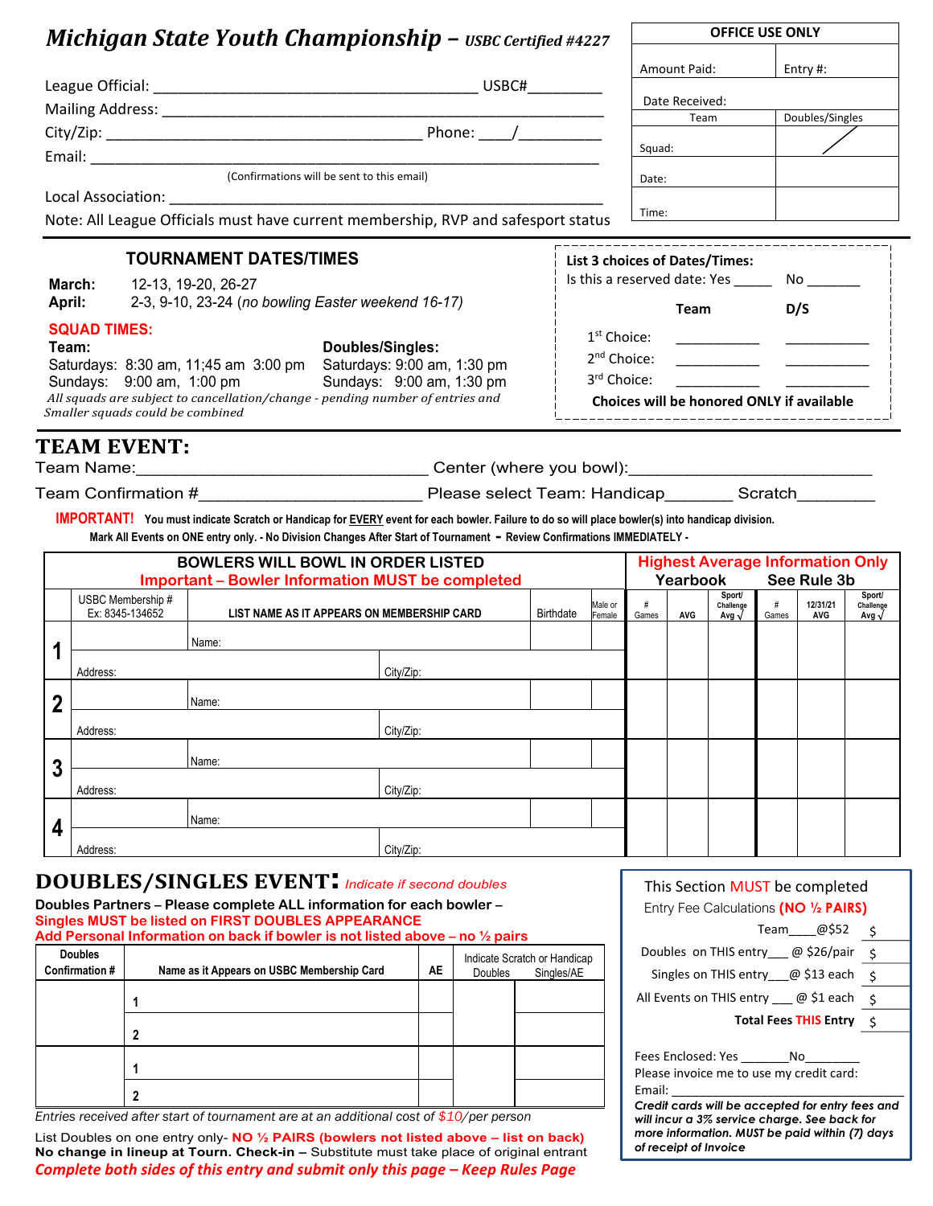# Michigan State Youth Championship – *USBC Certified #4227*

League Official: ________________________________________ USBC#_________

Mailing Address: ______________________________________________________

City/Zip: ____________________________________ Phone: ____/__________

Email: _______________________________________________________________

(Confirmations will be sent to this email)

Local Association: ______________________________________________________

Note: All League Officials must have current membership, RVP and safesport status

| OFFICE USE ONLY | |
|---|---|
| Amount Paid: | Entry #: |
| Date Received: | |
| Team | Doubles/Singles |
| Squad: | / |
| Date: | |
| Time: | |

## TOURNAMENT DATES/TIMES

**March:** 12-13, 19-20, 26-27

**April:** 2-3, 9-10, 23-24 (*no bowling Easter weekend 16-17)*

**SQUAD TIMES:**

**Team:**
Saturdays: 8:30 am, 11;45 am 3:00 pm
Sundays: 9:00 am, 1:00 pm

**Doubles/Singles:**
Saturdays: 9:00 am, 1:30 pm
Sundays: 9:00 am, 1:30 pm

*All squads are subject to cancellation/change - pending number of entries and Smaller squads could be combined*

**List 3 choices of Dates/Times:**

Is this a reserved date: Yes _____ No _______

| | Team | D/S |
|---|---|---|
| 1st Choice: | ___________ | ___________ |
| 2nd Choice: | ___________ | ___________ |
| 3rd Choice: | ___________ | ___________ |

**Choices will be honored ONLY if available**

## TEAM EVENT:

Team Name:________________________________ Center (where you bowl):_________________________

Team Confirmation #________________________ Please select Team: Handicap_______ Scratch________

**IMPORTANT! You must indicate Scratch or Handicap for EVERY event for each bowler. Failure to do so will place bowler(s) into handicap division.**

**Mark All Events on ONE entry only. - No Division Changes After Start of Tournament - Review Confirmations IMMEDIATELY -**

| | BOWLERS WILL BOWL IN ORDER LISTED — Important – Bowler Information MUST be completed | | | | Highest Average Information Only — Yearbook | | | See Rule 3b | | |
|---|---|---|---|---|---|---|---|---|---|---|
| | USBC Membership # Ex: 8345-134652 | LIST NAME AS IT APPEARS ON MEMBERSHIP CARD | Birthdate | Male or Female | # Games | AVG | Sport/ Challenge Avg √ | # Games | 12/31/21 AVG | Sport/ Challenge Avg √ |
| 1 | | Name: | | | | | | | | |
| | Address: | City/Zip: | | | | | | | | |
| 2 | | Name: | | | | | | | | |
| | Address: | City/Zip: | | | | | | | | |
| 3 | | Name: | | | | | | | | |
| | Address: | City/Zip: | | | | | | | | |
| 4 | | Name: | | | | | | | | |
| | Address: | City/Zip: | | | | | | | | |

## DOUBLES/SINGLES EVENT: *Indicate if second doubles*

**Doubles Partners – Please complete ALL information for each bowler –**

**Singles MUST be listed on FIRST DOUBLES APPEARANCE**

**Add Personal Information on back if bowler is not listed above – no ½ pairs**

| Doubles Confirmation # | Name as it Appears on USBC Membership Card | AE | Indicate Scratch or Handicap — Doubles | Singles/AE |
|---|---|---|---|---|
| | 1 | | | |
| | 2 | | | |
| | 1 | | | |
| | 2 | | | |

*Entries received after start of tournament are at an additional cost of $10/per person*

List Doubles on one entry only- **NO ½ PAIRS (bowlers not listed above – list on back)**

**No change in lineup at Tourn. Check-in –** Substitute must take place of original entrant

***Complete both sides of this entry and submit only this page – Keep Rules Page***

This Section MUST be completed

Entry Fee Calculations **(NO ½ PAIRS)**

| | |
|---|---|
| Team____@$52 | $ |
| Doubles on THIS entry___ @ $26/pair | $ |
| Singles on THIS entry___@ $13 each | $ |
| All Events on THIS entry ___ @ $1 each | $ |
| **Total Fees THIS Entry** | $ |

Fees Enclosed: Yes _______No________

Please invoice me to use my credit card:

Email: ______________________________

***Credit cards will be accepted for entry fees and will incur a 3% service charge. See back for more information. MUST be paid within (7) days of receipt of Invoice***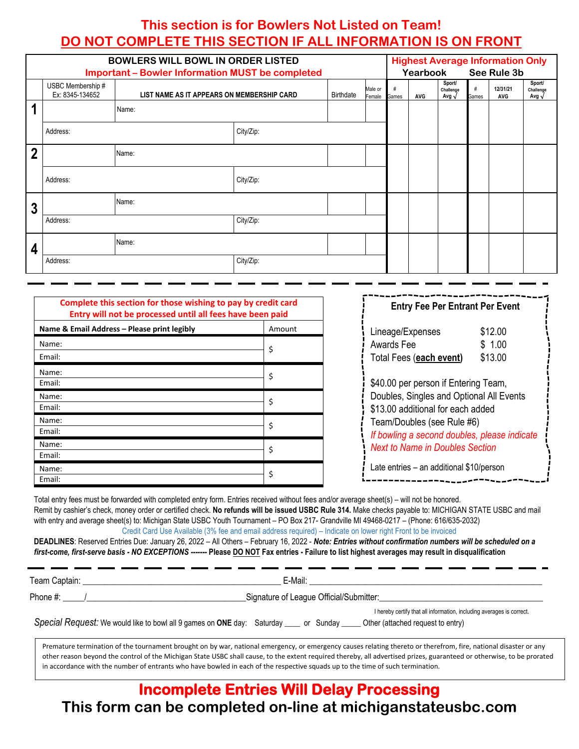# This section is for Bowlers Not Listed on Team!

# DO NOT COMPLETE THIS SECTION IF ALL INFORMATION IS ON FRONT

| BOWLERS WILL BOWL IN ORDER LISTED<br>Important – Bowler Information MUST be completed | | | | | | Highest Average Information Only<br>Yearbook | | | See Rule 3b | | |
|---|---|---|---|---|---|---|---|---|---|---|---|
| | USBC Membership #<br>Ex: 8345-134652 | LIST NAME AS IT APPEARS ON MEMBERSHIP CARD | | Birthdate | Male or Female | # Games | AVG | Sport/ Challenge Avg √ | # Games | 12/31/21 AVG | Sport/ Challenge Avg √ |
| 1 | | Name: | | | | | | | | | |
| | Address: | | City/Zip: | | | | | | | | |
| 2 | | Name: | | | | | | | | | |
| | Address: | | City/Zip: | | | | | | | | |
| 3 | | Name: | | | | | | | | | |
| | Address: | | City/Zip: | | | | | | | | |
| 4 | | Name: | | | | | | | | | |
| | Address: | | City/Zip: | | | | | | | | |

**Complete this section for those wishing to pay by credit card**
**Entry will not be processed until all fees have been paid**

| Name & Email Address – Please print legibly | Amount |
|---|---|
| Name:<br>Email: | $ |
| Name:<br>Email: | $ |
| Name:<br>Email: | $ |
| Name:<br>Email: | $ |
| Name:<br>Email: | $ |
| Name:<br>Email: | $ |

**Entry Fee Per Entrant Per Event**

| | |
|---|---|
| Lineage/Expenses | $12.00 |
| Awards Fee | $ 1.00 |
| Total Fees (**each event**) | $13.00 |

$40.00 per person if Entering Team, Doubles, Singles and Optional All Events

$13.00 additional for each added Team/Doubles (see Rule #6)

*If bowling a second doubles, please indicate Next to Name in Doubles Section*

Late entries – an additional $10/person

Total entry fees must be forwarded with completed entry form. Entries received without fees and/or average sheet(s) – will not be honored. Remit by cashier's check, money order or certified check. **No refunds will be issued USBC Rule 314.** Make checks payable to: MICHIGAN STATE USBC and mail with entry and average sheet(s) to: Michigan State USBC Youth Tournament – PO Box 217- Grandville MI 49468-0217 – (Phone: 616/635-2032)

Credit Card Use Available (3% fee and email address required) – Indicate on lower right Front to be invoiced

**DEADLINES**: Reserved Entries Due: January 26, 2022 – All Others – February 16, 2022 - ***Note: Entries without confirmation numbers will be scheduled on a first-come, first-serve basis - NO EXCEPTIONS*** **------- Please DO NOT Fax entries - Failure to list highest averages may result in disqualification**

Team Captain: ______________________________ E-Mail: ______________________________

Phone #: _____/______________________________Signature of League Official/Submitter:______________________________

I hereby certify that all information, including averages is correct.

*Special Request:* We would like to bowl all 9 games on **ONE** day: Saturday ____ or Sunday _____ Other (attached request to entry)

Premature termination of the tournament brought on by war, national emergency, or emergency causes relating thereto or therefrom, fire, national disaster or any other reason beyond the control of the Michigan State USBC shall cause, to the extent required thereby, all advertised prizes, guaranteed or otherwise, to be prorated in accordance with the number of entrants who have bowled in each of the respective squads up to the time of such termination.

**Incomplete Entries Will Delay Processing**

**This form can be completed on-line at michiganstateusbc.com**